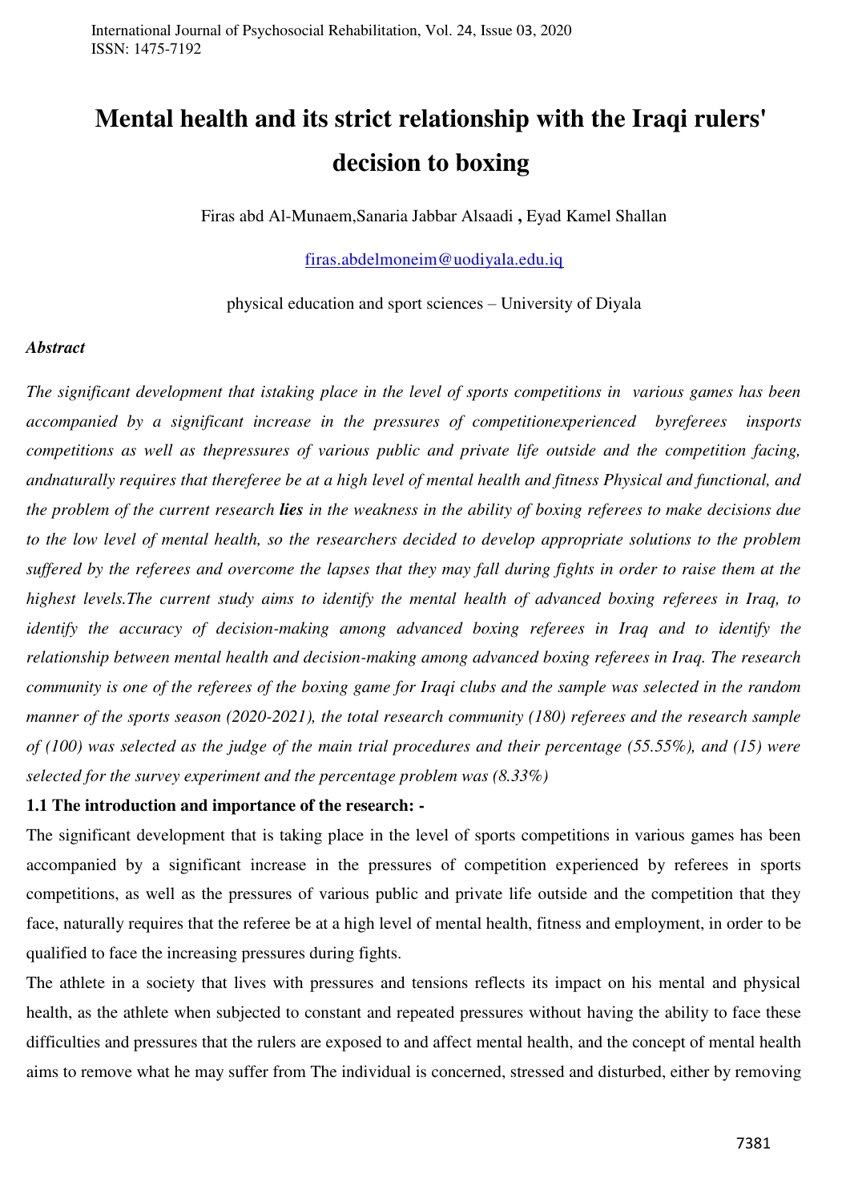# Mental health and its strict relationship with the Iraqi rulers' decision to boxing

Firas abd Al-Munaem,Sanaria Jabbar Alsaadi **,** Eyad Kamel Shallan

firas.abdelmoneim@uodiyala.edu.iq

physical education and sport sciences – University of Diyala

***Abstract***

*The significant development that istaking place in the level of sports competitions in various games has been accompanied by a significant increase in the pressures of competitionexperienced byreferees insports competitions as well as thepressures of various public and private life outside and the competition facing, andnaturally requires that thereferee be at a high level of mental health and fitness Physical and functional, and the problem of the current research* ***lies*** *in the weakness in the ability of boxing referees to make decisions due to the low level of mental health, so the researchers decided to develop appropriate solutions to the problem suffered by the referees and overcome the lapses that they may fall during fights in order to raise them at the highest levels.The current study aims to identify the mental health of advanced boxing referees in Iraq, to identify the accuracy of decision-making among advanced boxing referees in Iraq and to identify the relationship between mental health and decision-making among advanced boxing referees in Iraq. The research community is one of the referees of the boxing game for Iraqi clubs and the sample was selected in the random manner of the sports season (2020-2021), the total research community (180) referees and the research sample of (100) was selected as the judge of the main trial procedures and their percentage (55.55%), and (15) were selected for the survey experiment and the percentage problem was (8.33%)*

**1.1 The introduction and importance of the research: -**

The significant development that is taking place in the level of sports competitions in various games has been accompanied by a significant increase in the pressures of competition experienced by referees in sports competitions, as well as the pressures of various public and private life outside and the competition that they face, naturally requires that the referee be at a high level of mental health, fitness and employment, in order to be qualified to face the increasing pressures during fights.

The athlete in a society that lives with pressures and tensions reflects its impact on his mental and physical health, as the athlete when subjected to constant and repeated pressures without having the ability to face these difficulties and pressures that the rulers are exposed to and affect mental health, and the concept of mental health aims to remove what he may suffer from The individual is concerned, stressed and disturbed, either by removing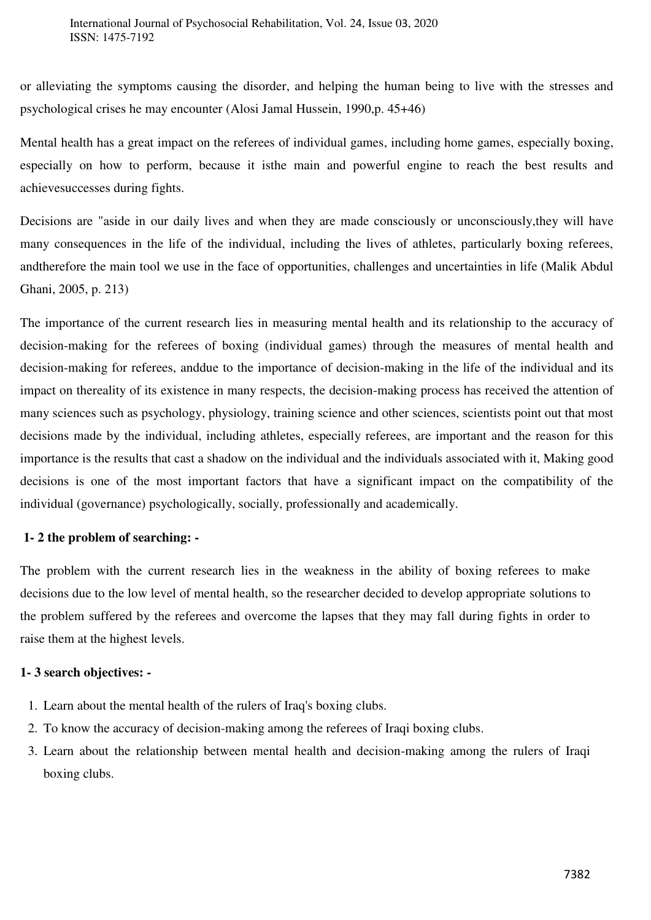or alleviating the symptoms causing the disorder, and helping the human being to live with the stresses and psychological crises he may encounter (Alosi Jamal Hussein, 1990,p. 45+46)

Mental health has a great impact on the referees of individual games, including home games, especially boxing, especially on how to perform, because it isthe main and powerful engine to reach the best results and achievesuccesses during fights.

Decisions are "aside in our daily lives and when they are made consciously or unconsciously,they will have many consequences in the life of the individual, including the lives of athletes, particularly boxing referees, andtherefore the main tool we use in the face of opportunities, challenges and uncertainties in life (Malik Abdul Ghani, 2005, p. 213)

The importance of the current research lies in measuring mental health and its relationship to the accuracy of decision-making for the referees of boxing (individual games) through the measures of mental health and decision-making for referees, anddue to the importance of decision-making in the life of the individual and its impact on thereality of its existence in many respects, the decision-making process has received the attention of many sciences such as psychology, physiology, training science and other sciences, scientists point out that most decisions made by the individual, including athletes, especially referees, are important and the reason for this importance is the results that cast a shadow on the individual and the individuals associated with it, Making good decisions is one of the most important factors that have a significant impact on the compatibility of the individual (governance) psychologically, socially, professionally and academically.

**1- 2 the problem of searching: -**

The problem with the current research lies in the weakness in the ability of boxing referees to make decisions due to the low level of mental health, so the researcher decided to develop appropriate solutions to the problem suffered by the referees and overcome the lapses that they may fall during fights in order to raise them at the highest levels.

**1- 3 search objectives: -**

1. Learn about the mental health of the rulers of Iraq's boxing clubs.
2. To know the accuracy of decision-making among the referees of Iraqi boxing clubs.
3. Learn about the relationship between mental health and decision-making among the rulers of Iraqi boxing clubs.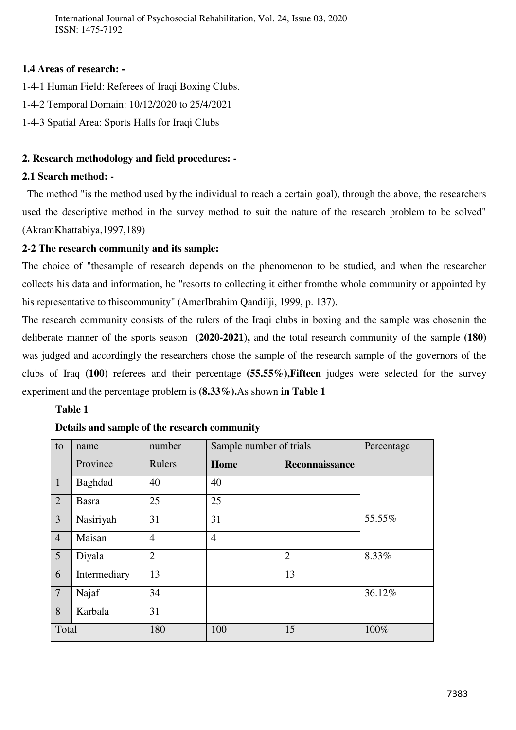**1.4 Areas of research: -**

1-4-1 Human Field: Referees of Iraqi Boxing Clubs.

1-4-2 Temporal Domain: 10/12/2020 to 25/4/2021

1-4-3 Spatial Area: Sports Halls for Iraqi Clubs

## 2. Research methodology and field procedures: -

### 2.1 Search method: -

The method "is the method used by the individual to reach a certain goal), through the above, the researchers used the descriptive method in the survey method to suit the nature of the research problem to be solved" (AkramKhattabiya,1997,189)

### 2-2 The research community and its sample:

The choice of "thesample of research depends on the phenomenon to be studied, and when the researcher collects his data and information, he "resorts to collecting it either fromthe whole community or appointed by his representative to thiscommunity" (AmerIbrahim Qandilji, 1999, p. 137).

The research community consists of the rulers of the Iraqi clubs in boxing and the sample was chosenin the deliberate manner of the sports season **(2020-2021),** and the total research community of the sample **(180)** was judged and accordingly the researchers chose the sample of the research sample of the governors of the clubs of Iraq **(100)** referees and their percentage **(55.55%),Fifteen** judges were selected for the survey experiment and the percentage problem is **(8.33%).**As shown **in Table 1**

**Table 1**

**Details and sample of the research community**

| to | name Province | number Rulers | Sample number of trials | | Percentage |
|---|---|---|---|---|---|
| | | | **Home** | **Reconnaissance** | |
| 1 | Baghdad | 40 | 40 | | 55.55% |
| 2 | Basra | 25 | 25 | | |
| 3 | Nasiriyah | 31 | 31 | | |
| 4 | Maisan | 4 | 4 | | |
| 5 | Diyala | 2 | | 2 | 8.33% |
| 6 | Intermediary | 13 | | 13 | |
| 7 | Najaf | 34 | | | 36.12% |
| 8 | Karbala | 31 | | | |
| Total | | 180 | 100 | 15 | 100% |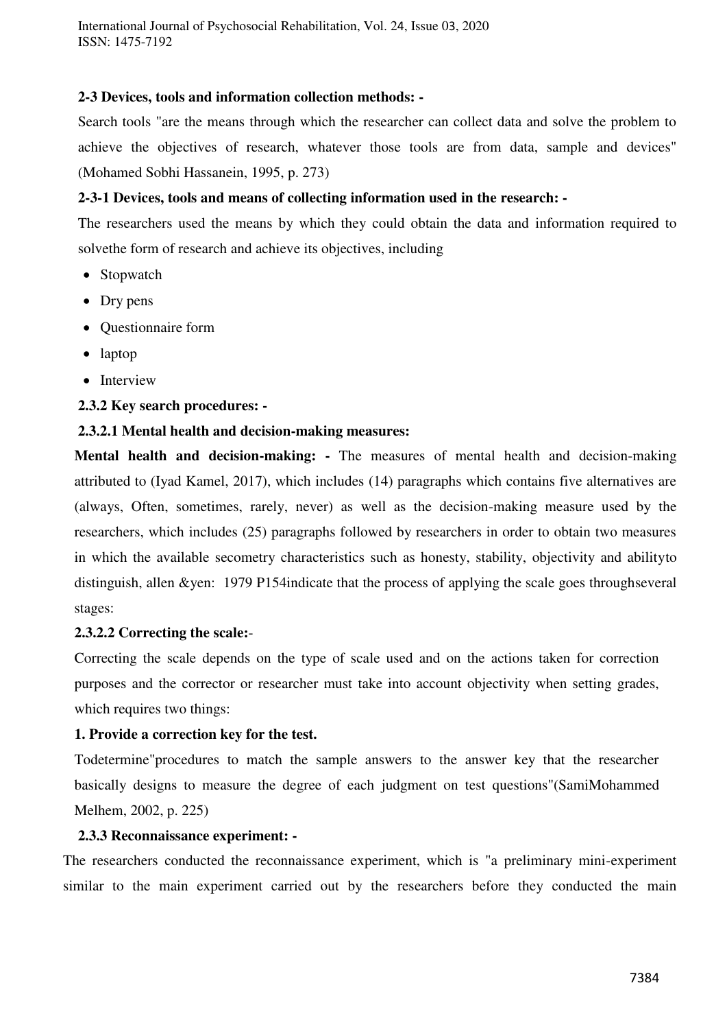**2-3 Devices, tools and information collection methods: -**

Search tools "are the means through which the researcher can collect data and solve the problem to achieve the objectives of research, whatever those tools are from data, sample and devices" (Mohamed Sobhi Hassanein, 1995, p. 273)

**2-3-1 Devices, tools and means of collecting information used in the research: -**

The researchers used the means by which they could obtain the data and information required to solvethe form of research and achieve its objectives, including

- Stopwatch
- Dry pens
- Questionnaire form
- laptop
- Interview

**2.3.2 Key search procedures: -**

**2.3.2.1 Mental health and decision-making measures:**

**Mental health and decision-making: -** The measures of mental health and decision-making attributed to (Iyad Kamel, 2017), which includes (14) paragraphs which contains five alternatives are (always, Often, sometimes, rarely, never) as well as the decision-making measure used by the researchers, which includes (25) paragraphs followed by researchers in order to obtain two measures in which the available secometry characteristics such as honesty, stability, objectivity and abilityto distinguish, allen &yen: 1979 P154indicate that the process of applying the scale goes throughseveral stages:

**2.3.2.2 Correcting the scale:**-

Correcting the scale depends on the type of scale used and on the actions taken for correction purposes and the corrector or researcher must take into account objectivity when setting grades, which requires two things:

**1. Provide a correction key for the test.**

Todetermine"procedures to match the sample answers to the answer key that the researcher basically designs to measure the degree of each judgment on test questions"(SamiMohammed Melhem, 2002, p. 225)

**2.3.3 Reconnaissance experiment: -**

The researchers conducted the reconnaissance experiment, which is "a preliminary mini-experiment similar to the main experiment carried out by the researchers before they conducted the main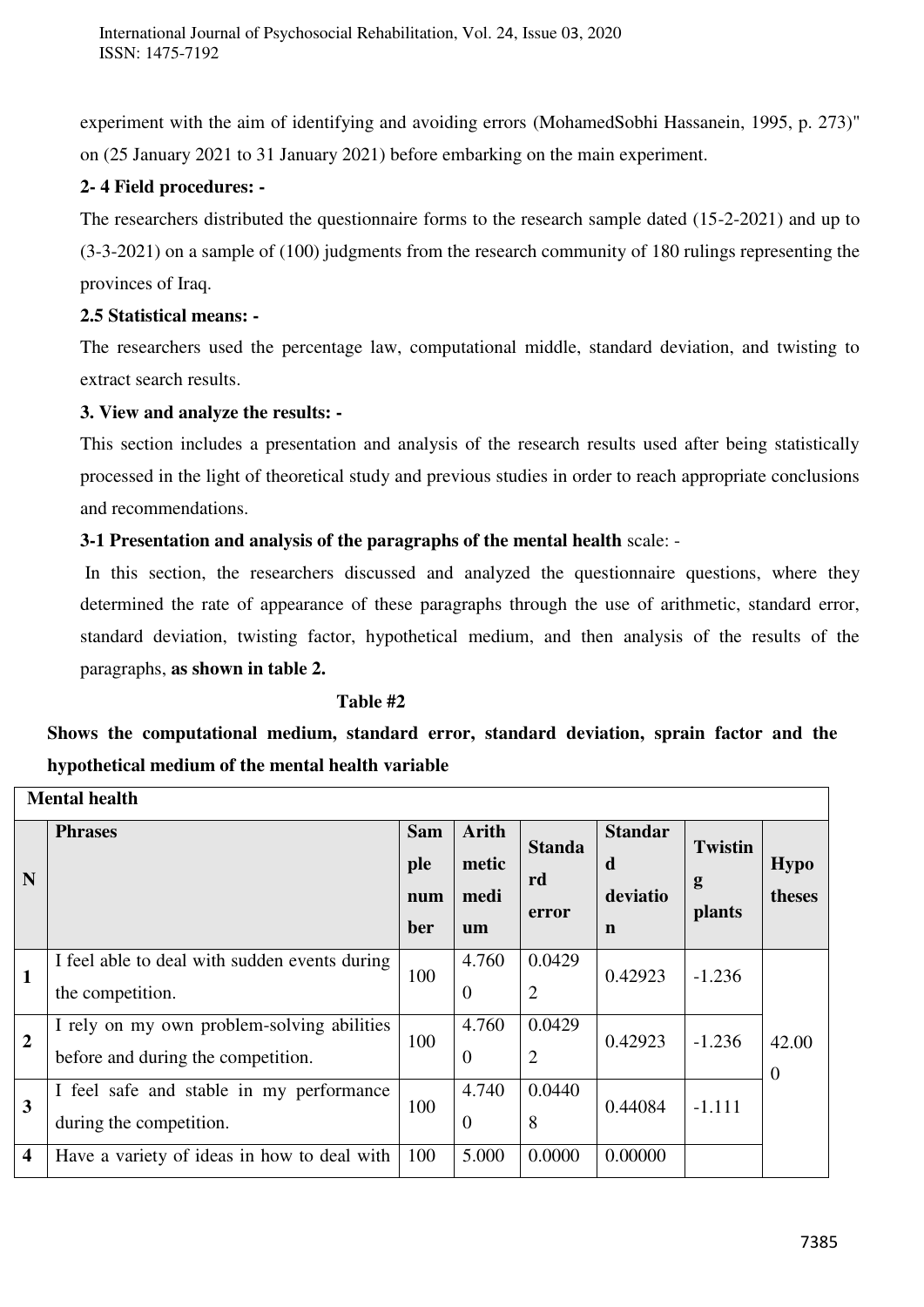experiment with the aim of identifying and avoiding errors (MohamedSobhi Hassanein, 1995, p. 273)" on (25 January 2021 to 31 January 2021) before embarking on the main experiment.

**2- 4 Field procedures: -**

The researchers distributed the questionnaire forms to the research sample dated (15-2-2021) and up to (3-3-2021) on a sample of (100) judgments from the research community of 180 rulings representing the provinces of Iraq.

**2.5 Statistical means: -**

The researchers used the percentage law, computational middle, standard deviation, and twisting to extract search results.

**3. View and analyze the results: -**

This section includes a presentation and analysis of the research results used after being statistically processed in the light of theoretical study and previous studies in order to reach appropriate conclusions and recommendations.

**3-1 Presentation and analysis of the paragraphs of the mental health** scale: -

In this section, the researchers discussed and analyzed the questionnaire questions, where they determined the rate of appearance of these paragraphs through the use of arithmetic, standard error, standard deviation, twisting factor, hypothetical medium, and then analysis of the results of the paragraphs, **as shown in table 2.**

**Table #2**

**Shows the computational medium, standard error, standard deviation, sprain factor and the hypothetical medium of the mental health variable**

| **Mental health** | | | | | | | |
|---|---|---|---|---|---|---|---|
| **N** | **Phrases** | **Sample number** | **Arithmetic medium** | **Standard error** | **Standard deviation** | **Twisting plants** | **Hypotheses** |
| **1** | I feel able to deal with sudden events during the competition. | 100 | 4.7600 | 0.04292 | 0.42923 | -1.236 | 42.000 |
| **2** | I rely on my own problem-solving abilities before and during the competition. | 100 | 4.7600 | 0.04292 | 0.42923 | -1.236 | |
| **3** | I feel safe and stable in my performance during the competition. | 100 | 4.7400 | 0.04408 | 0.44084 | -1.111 | |
| **4** | Have a variety of ideas in how to deal with | 100 | 5.000 | 0.0000 | 0.00000 | | |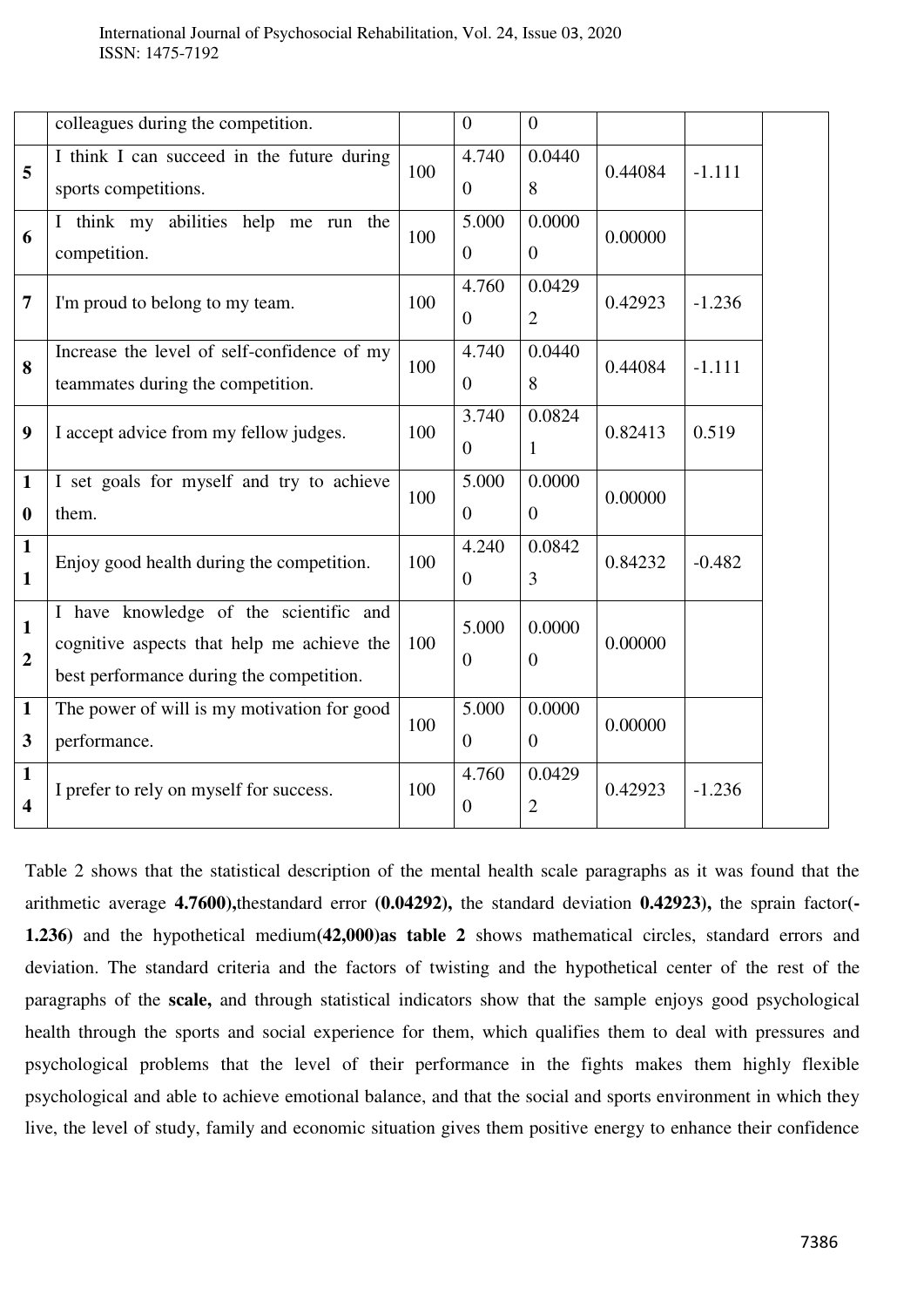| | colleagues during the competition. | | 0 | 0 | | | |
|---|---|---|---|---|---|---|---|
| 5 | I think I can succeed in the future during sports competitions. | 100 | 4.7400 | 0.04408 | 0.44084 | -1.111 | |
| 6 | I think my abilities help me run the competition. | 100 | 5.0000 | 0.00000 | 0.00000 | | |
| 7 | I'm proud to belong to my team. | 100 | 4.7600 | 0.04292 | 0.42923 | -1.236 | |
| 8 | Increase the level of self-confidence of my teammates during the competition. | 100 | 4.7400 | 0.04408 | 0.44084 | -1.111 | |
| 9 | I accept advice from my fellow judges. | 100 | 3.7400 | 0.08241 | 0.82413 | 0.519 | |
| 10 | I set goals for myself and try to achieve them. | 100 | 5.0000 | 0.00000 | 0.00000 | | |
| 11 | Enjoy good health during the competition. | 100 | 4.2400 | 0.08423 | 0.84232 | -0.482 | |
| 12 | I have knowledge of the scientific and cognitive aspects that help me achieve the best performance during the competition. | 100 | 5.0000 | 0.00000 | 0.00000 | | |
| 13 | The power of will is my motivation for good performance. | 100 | 5.0000 | 0.00000 | 0.00000 | | |
| 14 | I prefer to rely on myself for success. | 100 | 4.7600 | 0.04292 | 0.42923 | -1.236 | |

Table 2 shows that the statistical description of the mental health scale paragraphs as it was found that the arithmetic average **4.7600),**thestandard error **(0.04292),** the standard deviation **0.42923),** the sprain factor**(-1.236)** and the hypothetical medium**(42,000)as table 2** shows mathematical circles, standard errors and deviation. The standard criteria and the factors of twisting and the hypothetical center of the rest of the paragraphs of the **scale,** and through statistical indicators show that the sample enjoys good psychological health through the sports and social experience for them, which qualifies them to deal with pressures and psychological problems that the level of their performance in the fights makes them highly flexible psychological and able to achieve emotional balance, and that the social and sports environment in which they live, the level of study, family and economic situation gives them positive energy to enhance their confidence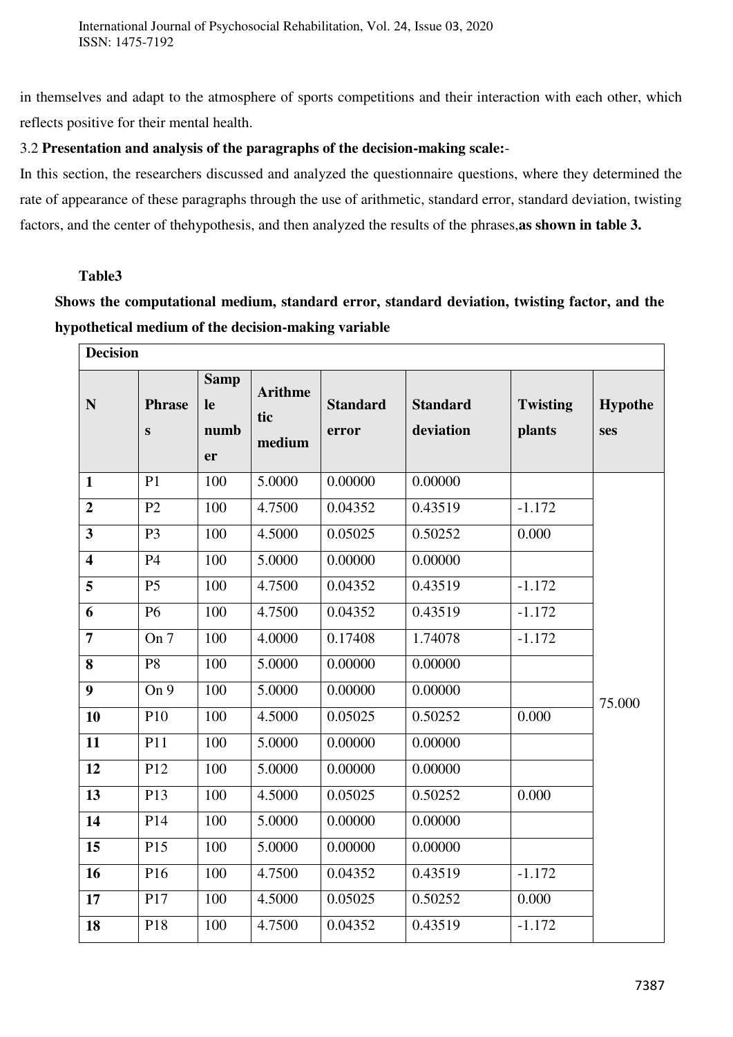in themselves and adapt to the atmosphere of sports competitions and their interaction with each other, which reflects positive for their mental health.

3.2 **Presentation and analysis of the paragraphs of the decision-making scale:**-

In this section, the researchers discussed and analyzed the questionnaire questions, where they determined the rate of appearance of these paragraphs through the use of arithmetic, standard error, standard deviation, twisting factors, and the center of thehypothesis, and then analyzed the results of the phrases,**as shown in table 3.**

**Table3**

**Shows the computational medium, standard error, standard deviation, twisting factor, and the hypothetical medium of the decision-making variable**

| Decision | | | | | | | |
|---|---|---|---|---|---|---|---|
| **N** | **Phrases** | **Sample number** | **Arithmetic medium** | **Standard error** | **Standard deviation** | **Twisting plants** | **Hypotheses** |
| **1** | P1 | 100 | 5.0000 | 0.00000 | 0.00000 | | 75.000 |
| **2** | P2 | 100 | 4.7500 | 0.04352 | 0.43519 | -1.172 | |
| **3** | P3 | 100 | 4.5000 | 0.05025 | 0.50252 | 0.000 | |
| **4** | P4 | 100 | 5.0000 | 0.00000 | 0.00000 | | |
| **5** | P5 | 100 | 4.7500 | 0.04352 | 0.43519 | -1.172 | |
| **6** | P6 | 100 | 4.7500 | 0.04352 | 0.43519 | -1.172 | |
| **7** | On 7 | 100 | 4.0000 | 0.17408 | 1.74078 | -1.172 | |
| **8** | P8 | 100 | 5.0000 | 0.00000 | 0.00000 | | |
| **9** | On 9 | 100 | 5.0000 | 0.00000 | 0.00000 | | |
| **10** | P10 | 100 | 4.5000 | 0.05025 | 0.50252 | 0.000 | |
| **11** | P11 | 100 | 5.0000 | 0.00000 | 0.00000 | | |
| **12** | P12 | 100 | 5.0000 | 0.00000 | 0.00000 | | |
| **13** | P13 | 100 | 4.5000 | 0.05025 | 0.50252 | 0.000 | |
| **14** | P14 | 100 | 5.0000 | 0.00000 | 0.00000 | | |
| **15** | P15 | 100 | 5.0000 | 0.00000 | 0.00000 | | |
| **16** | P16 | 100 | 4.7500 | 0.04352 | 0.43519 | -1.172 | |
| **17** | P17 | 100 | 4.5000 | 0.05025 | 0.50252 | 0.000 | |
| **18** | P18 | 100 | 4.7500 | 0.04352 | 0.43519 | -1.172 | |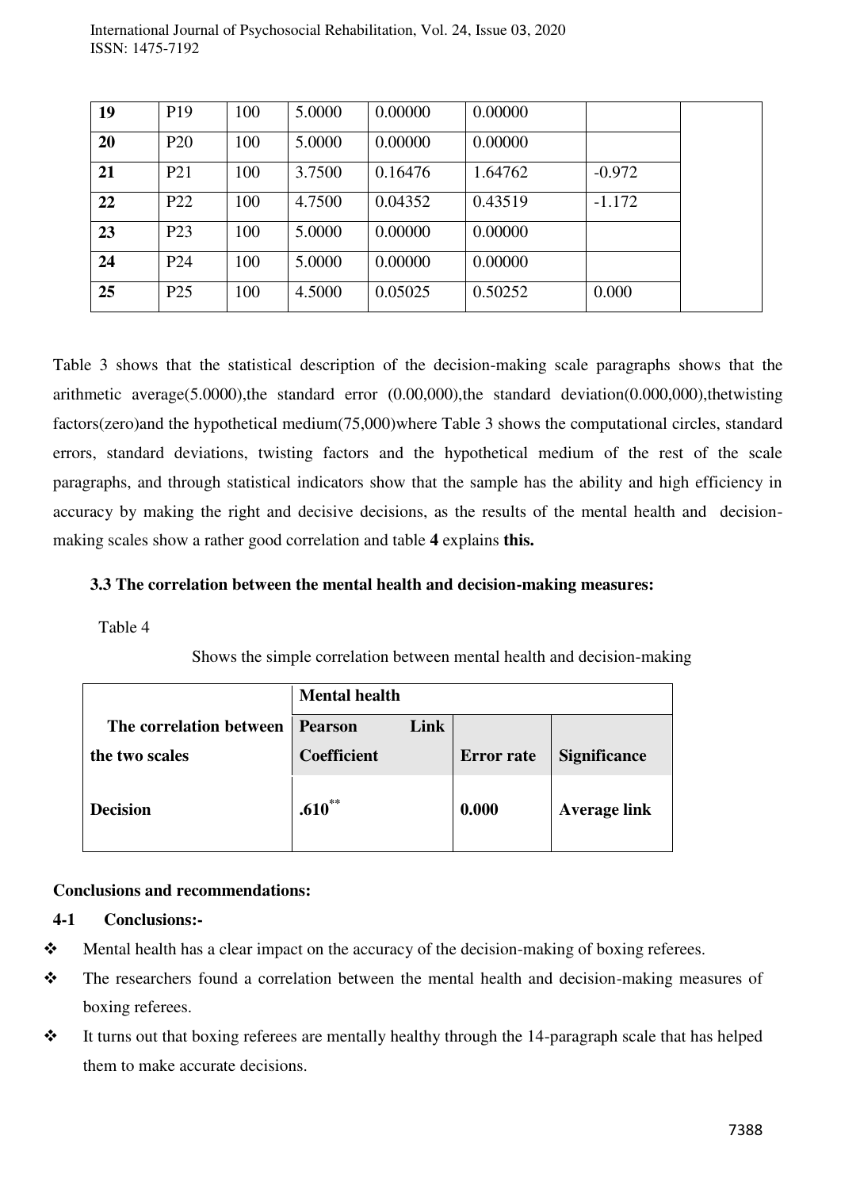| 19 | P19 | 100 | 5.0000 | 0.00000 | 0.00000 | | |
|---|---|---|---|---|---|---|---|
| 20 | P20 | 100 | 5.0000 | 0.00000 | 0.00000 | | |
| 21 | P21 | 100 | 3.7500 | 0.16476 | 1.64762 | -0.972 | |
| 22 | P22 | 100 | 4.7500 | 0.04352 | 0.43519 | -1.172 | |
| 23 | P23 | 100 | 5.0000 | 0.00000 | 0.00000 | | |
| 24 | P24 | 100 | 5.0000 | 0.00000 | 0.00000 | | |
| 25 | P25 | 100 | 4.5000 | 0.05025 | 0.50252 | 0.000 | |

Table 3 shows that the statistical description of the decision-making scale paragraphs shows that the arithmetic average(5.0000),the standard error (0.00,000),the standard deviation(0.000,000),thetwisting factors(zero)and the hypothetical medium(75,000)where Table 3 shows the computational circles, standard errors, standard deviations, twisting factors and the hypothetical medium of the rest of the scale paragraphs, and through statistical indicators show that the sample has the ability and high efficiency in accuracy by making the right and decisive decisions, as the results of the mental health and decision-making scales show a rather good correlation and table **4** explains **this.**

### 3.3 The correlation between the mental health and decision-making measures:

Table 4

Shows the simple correlation between mental health and decision-making

| | **Mental health** | | |
|---|---|---|---|
| **The correlation between the two scales** | **Pearson Link Coefficient** | **Error rate** | **Significance** |
| **Decision** | **.610**$^{**}$ | **0.000** | **Average link** |

### Conclusions and recommendations:

#### 4-1 Conclusions:-

- Mental health has a clear impact on the accuracy of the decision-making of boxing referees.
- The researchers found a correlation between the mental health and decision-making measures of boxing referees.
- It turns out that boxing referees are mentally healthy through the 14-paragraph scale that has helped them to make accurate decisions.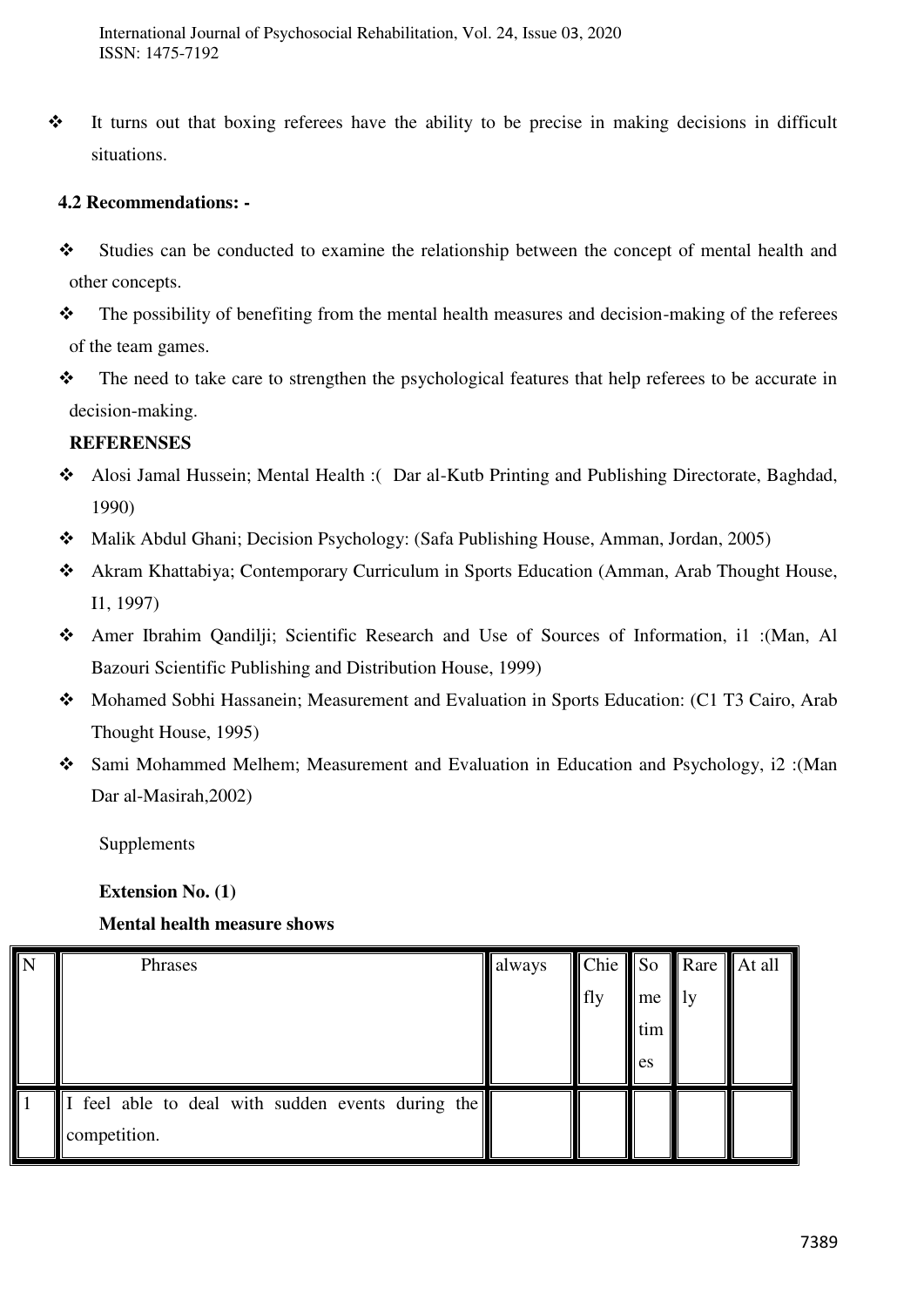- It turns out that boxing referees have the ability to be precise in making decisions in difficult situations.

### 4.2 Recommendations: -

- Studies can be conducted to examine the relationship between the concept of mental health and other concepts.
- The possibility of benefiting from the mental health measures and decision-making of the referees of the team games.
- The need to take care to strengthen the psychological features that help referees to be accurate in decision-making.

### REFERENSES

- Alosi Jamal Hussein; Mental Health :( Dar al-Kutb Printing and Publishing Directorate, Baghdad, 1990)
- Malik Abdul Ghani; Decision Psychology: (Safa Publishing House, Amman, Jordan, 2005)
- Akram Khattabiya; Contemporary Curriculum in Sports Education (Amman, Arab Thought House, I1, 1997)
- Amer Ibrahim Qandilji; Scientific Research and Use of Sources of Information, i1 :(Man, Al Bazouri Scientific Publishing and Distribution House, 1999)
- Mohamed Sobhi Hassanein; Measurement and Evaluation in Sports Education: (C1 T3 Cairo, Arab Thought House, 1995)
- Sami Mohammed Melhem; Measurement and Evaluation in Education and Psychology, i2 :(Man Dar al-Masirah,2002)

Supplements

**Extension No. (1)**

**Mental health measure shows**

| N | Phrases | always | Chiefly | Sometimes | Rarely | At all |
|---|---|---|---|---|---|---|
| 1 | I feel able to deal with sudden events during the competition. | | | | | |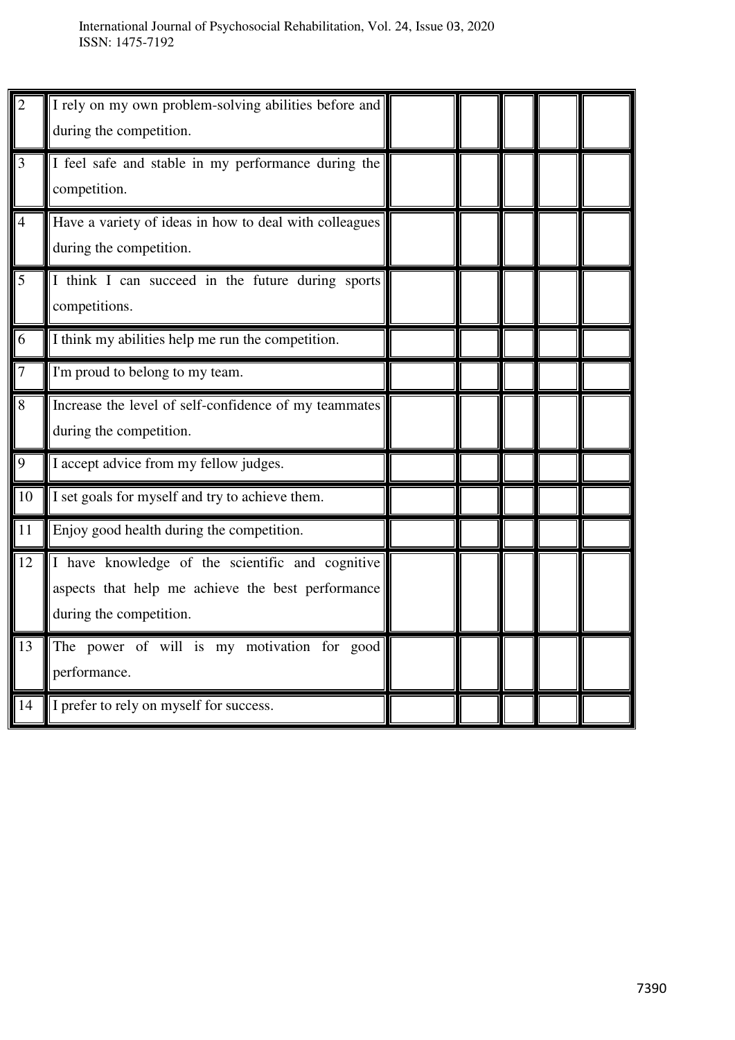| | | | | | | |
|---|---|---|---|---|---|---|
| 2 | I rely on my own problem-solving abilities before and during the competition. | | | | | |
| 3 | I feel safe and stable in my performance during the competition. | | | | | |
| 4 | Have a variety of ideas in how to deal with colleagues during the competition. | | | | | |
| 5 | I think I can succeed in the future during sports competitions. | | | | | |
| 6 | I think my abilities help me run the competition. | | | | | |
| 7 | I'm proud to belong to my team. | | | | | |
| 8 | Increase the level of self-confidence of my teammates during the competition. | | | | | |
| 9 | I accept advice from my fellow judges. | | | | | |
| 10 | I set goals for myself and try to achieve them. | | | | | |
| 11 | Enjoy good health during the competition. | | | | | |
| 12 | I have knowledge of the scientific and cognitive aspects that help me achieve the best performance during the competition. | | | | | |
| 13 | The power of will is my motivation for good performance. | | | | | |
| 14 | I prefer to rely on myself for success. | | | | | |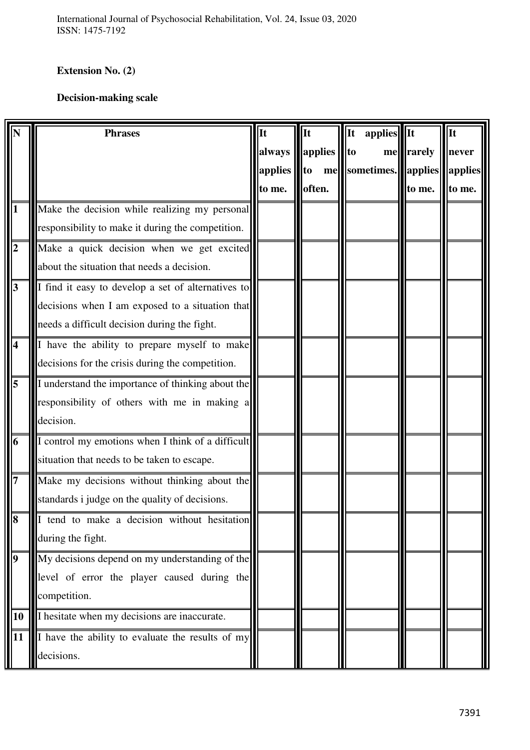**Extension No. (2)**

**Decision-making scale**

| N | Phrases | It always applies to me. | It applies to me often. | It applies to me sometimes. | It rarely applies to me. | It never applies to me. |
|---|---|---|---|---|---|---|
| 1 | Make the decision while realizing my personal responsibility to make it during the competition. | | | | | |
| 2 | Make a quick decision when we get excited about the situation that needs a decision. | | | | | |
| 3 | I find it easy to develop a set of alternatives to decisions when I am exposed to a situation that needs a difficult decision during the fight. | | | | | |
| 4 | I have the ability to prepare myself to make decisions for the crisis during the competition. | | | | | |
| 5 | I understand the importance of thinking about the responsibility of others with me in making a decision. | | | | | |
| 6 | I control my emotions when I think of a difficult situation that needs to be taken to escape. | | | | | |
| 7 | Make my decisions without thinking about the standards i judge on the quality of decisions. | | | | | |
| 8 | I tend to make a decision without hesitation during the fight. | | | | | |
| 9 | My decisions depend on my understanding of the level of error the player caused during the competition. | | | | | |
| 10 | I hesitate when my decisions are inaccurate. | | | | | |
| 11 | I have the ability to evaluate the results of my decisions. | | | | | |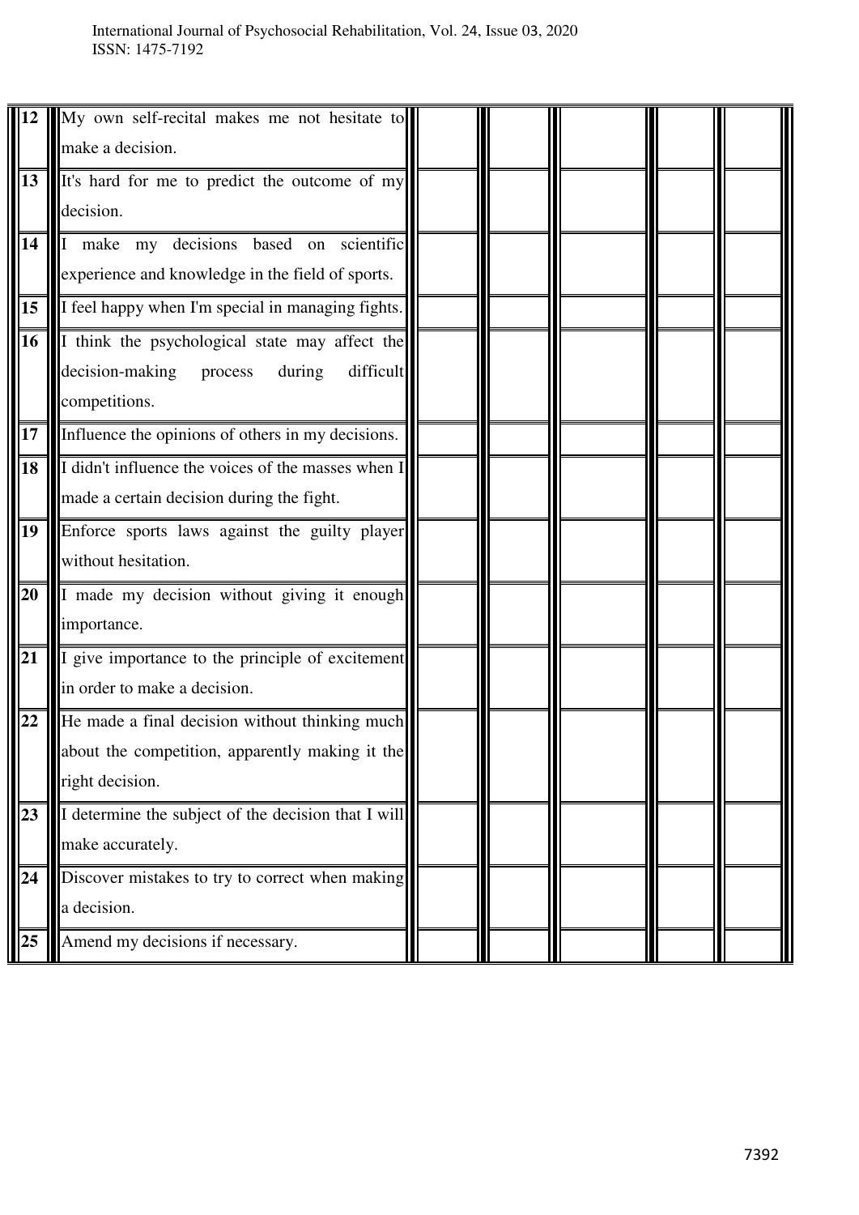| | | | | | | |
|---|---|---|---|---|---|---|
| 12 | My own self-recital makes me not hesitate to make a decision. | | | | | |
| 13 | It's hard for me to predict the outcome of my decision. | | | | | |
| 14 | I make my decisions based on scientific experience and knowledge in the field of sports. | | | | | |
| 15 | I feel happy when I'm special in managing fights. | | | | | |
| 16 | I think the psychological state may affect the decision-making process during difficult competitions. | | | | | |
| 17 | Influence the opinions of others in my decisions. | | | | | |
| 18 | I didn't influence the voices of the masses when I made a certain decision during the fight. | | | | | |
| 19 | Enforce sports laws against the guilty player without hesitation. | | | | | |
| 20 | I made my decision without giving it enough importance. | | | | | |
| 21 | I give importance to the principle of excitement in order to make a decision. | | | | | |
| 22 | He made a final decision without thinking much about the competition, apparently making it the right decision. | | | | | |
| 23 | I determine the subject of the decision that I will make accurately. | | | | | |
| 24 | Discover mistakes to try to correct when making a decision. | | | | | |
| 25 | Amend my decisions if necessary. | | | | | |